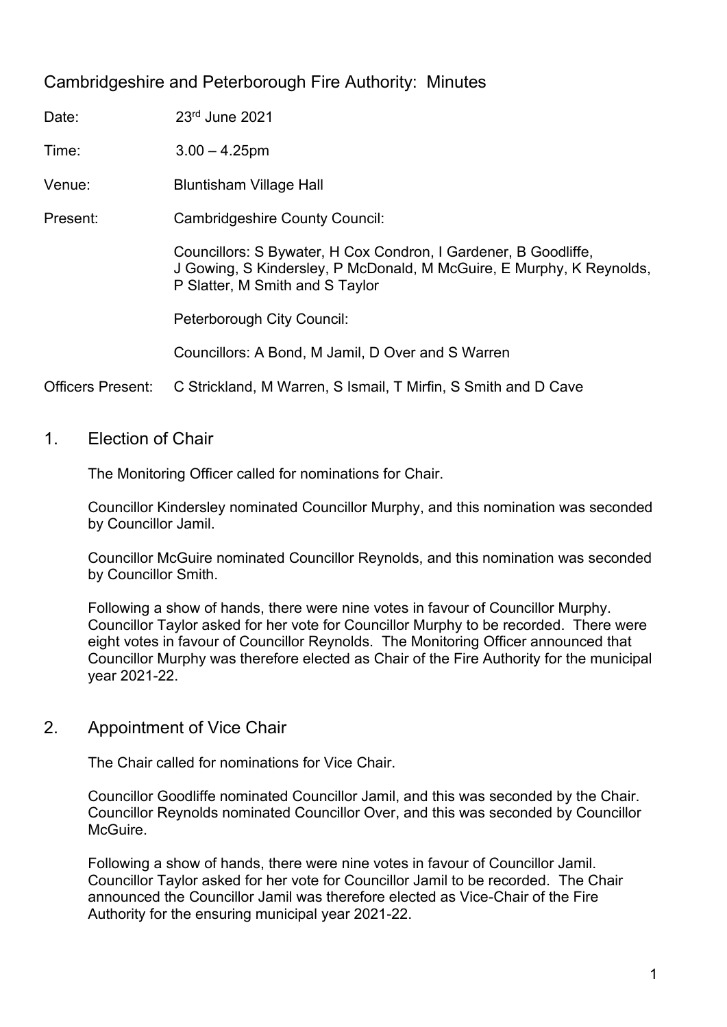# Cambridgeshire and Peterborough Fire Authority: Minutes

Date: 23rd June 2021

Time: 3.00 – 4.25pm

Venue: Bluntisham Village Hall

Present: Cambridgeshire County Council:

Councillors: S Bywater, H Cox Condron, I Gardener, B Goodliffe, J Gowing, S Kindersley, P McDonald, M McGuire, E Murphy, K Reynolds, P Slatter, M Smith and S Taylor

Peterborough City Council:

Councillors: A Bond, M Jamil, D Over and S Warren

Officers Present: C Strickland, M Warren, S Ismail, T Mirfin, S Smith and D Cave

## 1. Election of Chair

The Monitoring Officer called for nominations for Chair.

Councillor Kindersley nominated Councillor Murphy, and this nomination was seconded by Councillor Jamil.

Councillor McGuire nominated Councillor Reynolds, and this nomination was seconded by Councillor Smith.

Following a show of hands, there were nine votes in favour of Councillor Murphy. Councillor Taylor asked for her vote for Councillor Murphy to be recorded. There were eight votes in favour of Councillor Reynolds. The Monitoring Officer announced that Councillor Murphy was therefore elected as Chair of the Fire Authority for the municipal year 2021-22.

## 2. Appointment of Vice Chair

The Chair called for nominations for Vice Chair.

Councillor Goodliffe nominated Councillor Jamil, and this was seconded by the Chair. Councillor Reynolds nominated Councillor Over, and this was seconded by Councillor McGuire.

Following a show of hands, there were nine votes in favour of Councillor Jamil. Councillor Taylor asked for her vote for Councillor Jamil to be recorded. The Chair announced the Councillor Jamil was therefore elected as Vice-Chair of the Fire Authority for the ensuring municipal year 2021-22.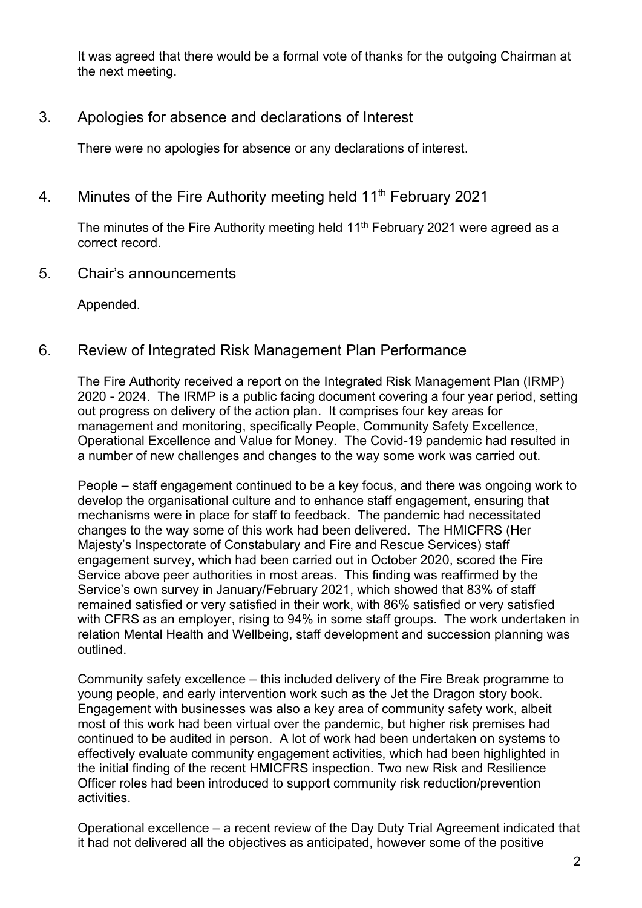It was agreed that there would be a formal vote of thanks for the outgoing Chairman at the next meeting.

## 3. Apologies for absence and declarations of Interest

There were no apologies for absence or any declarations of interest.

## 4. Minutes of the Fire Authority meeting held 11th February 2021

The minutes of the Fire Authority meeting held 11th February 2021 were agreed as a correct record.

## 5. Chair's announcements

Appended.

## 6. Review of Integrated Risk Management Plan Performance

The Fire Authority received a report on the Integrated Risk Management Plan (IRMP) 2020 - 2024. The IRMP is a public facing document covering a four year period, setting out progress on delivery of the action plan. It comprises four key areas for management and monitoring, specifically People, Community Safety Excellence, Operational Excellence and Value for Money. The Covid-19 pandemic had resulted in a number of new challenges and changes to the way some work was carried out.

People – staff engagement continued to be a key focus, and there was ongoing work to develop the organisational culture and to enhance staff engagement, ensuring that mechanisms were in place for staff to feedback. The pandemic had necessitated changes to the way some of this work had been delivered. The HMICFRS (Her Majesty's Inspectorate of Constabulary and Fire and Rescue Services) staff engagement survey, which had been carried out in October 2020, scored the Fire Service above peer authorities in most areas. This finding was reaffirmed by the Service's own survey in January/February 2021, which showed that 83% of staff remained satisfied or very satisfied in their work, with 86% satisfied or very satisfied with CFRS as an employer, rising to 94% in some staff groups. The work undertaken in relation Mental Health and Wellbeing, staff development and succession planning was outlined.

Community safety excellence – this included delivery of the Fire Break programme to young people, and early intervention work such as the Jet the Dragon story book. Engagement with businesses was also a key area of community safety work, albeit most of this work had been virtual over the pandemic, but higher risk premises had continued to be audited in person. A lot of work had been undertaken on systems to effectively evaluate community engagement activities, which had been highlighted in the initial finding of the recent HMICFRS inspection. Two new Risk and Resilience Officer roles had been introduced to support community risk reduction/prevention activities.

Operational excellence – a recent review of the Day Duty Trial Agreement indicated that it had not delivered all the objectives as anticipated, however some of the positive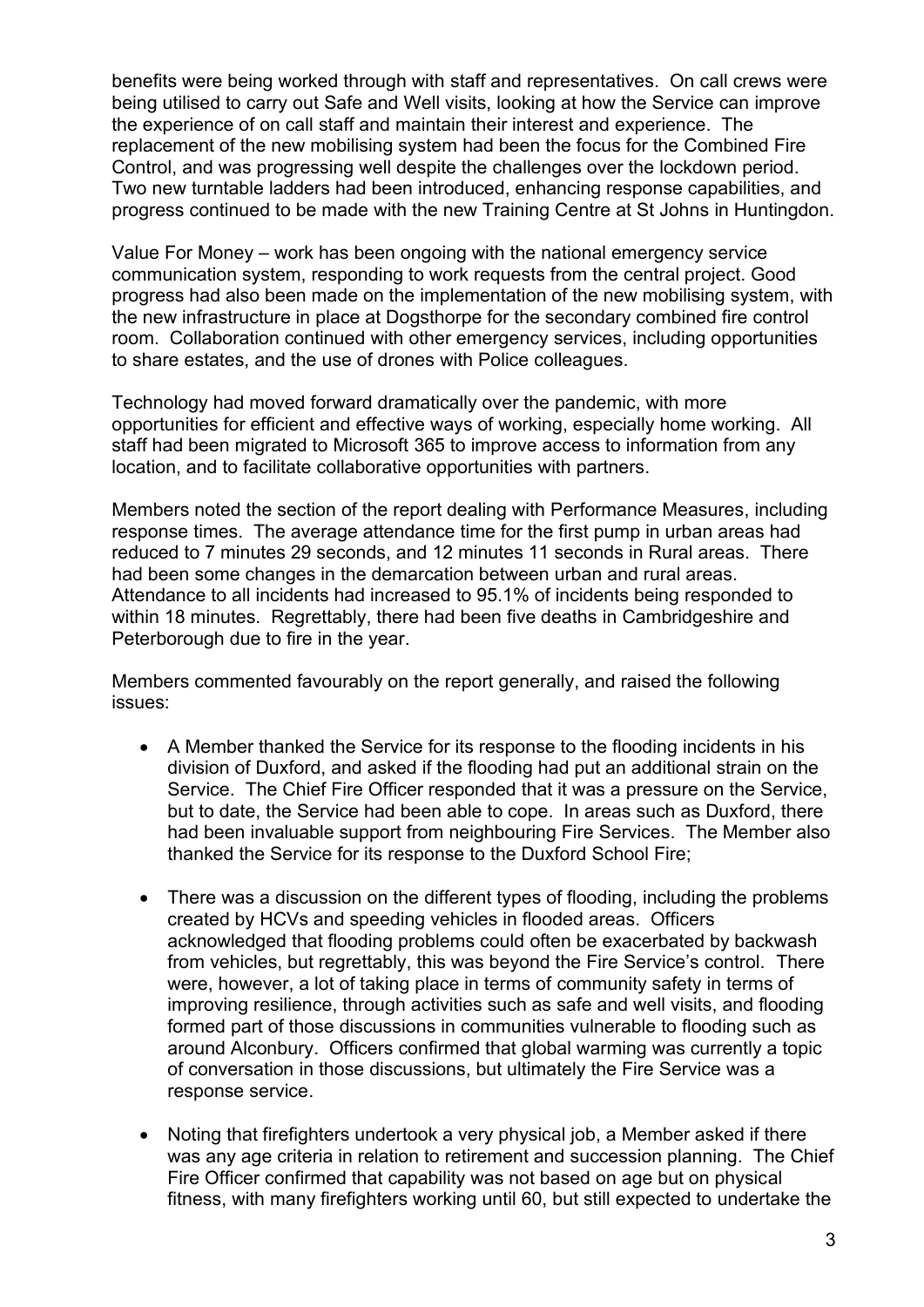benefits were being worked through with staff and representatives. On call crews were being utilised to carry out Safe and Well visits, looking at how the Service can improve the experience of on call staff and maintain their interest and experience. The replacement of the new mobilising system had been the focus for the Combined Fire Control, and was progressing well despite the challenges over the lockdown period. Two new turntable ladders had been introduced, enhancing response capabilities, and progress continued to be made with the new Training Centre at St Johns in Huntingdon.

Value For Money – work has been ongoing with the national emergency service communication system, responding to work requests from the central project. Good progress had also been made on the implementation of the new mobilising system, with the new infrastructure in place at Dogsthorpe for the secondary combined fire control room. Collaboration continued with other emergency services, including opportunities to share estates, and the use of drones with Police colleagues.

Technology had moved forward dramatically over the pandemic, with more opportunities for efficient and effective ways of working, especially home working. All staff had been migrated to Microsoft 365 to improve access to information from any location, and to facilitate collaborative opportunities with partners.

Members noted the section of the report dealing with Performance Measures, including response times. The average attendance time for the first pump in urban areas had reduced to 7 minutes 29 seconds, and 12 minutes 11 seconds in Rural areas. There had been some changes in the demarcation between urban and rural areas. Attendance to all incidents had increased to 95.1% of incidents being responded to within 18 minutes. Regrettably, there had been five deaths in Cambridgeshire and Peterborough due to fire in the year.

Members commented favourably on the report generally, and raised the following issues:

- A Member thanked the Service for its response to the flooding incidents in his division of Duxford, and asked if the flooding had put an additional strain on the Service. The Chief Fire Officer responded that it was a pressure on the Service, but to date, the Service had been able to cope. In areas such as Duxford, there had been invaluable support from neighbouring Fire Services. The Member also thanked the Service for its response to the Duxford School Fire;

- There was a discussion on the different types of flooding, including the problems created by HCVs and speeding vehicles in flooded areas. Officers acknowledged that flooding problems could often be exacerbated by backwash from vehicles, but regrettably, this was beyond the Fire Service's control. There were, however, a lot of taking place in terms of community safety in terms of improving resilience, through activities such as safe and well visits, and flooding formed part of those discussions in communities vulnerable to flooding such as around Alconbury. Officers confirmed that global warming was currently a topic of conversation in those discussions, but ultimately the Fire Service was a response service.

- Noting that firefighters undertook a very physical job, a Member asked if there was any age criteria in relation to retirement and succession planning. The Chief Fire Officer confirmed that capability was not based on age but on physical fitness, with many firefighters working until 60, but still expected to undertake the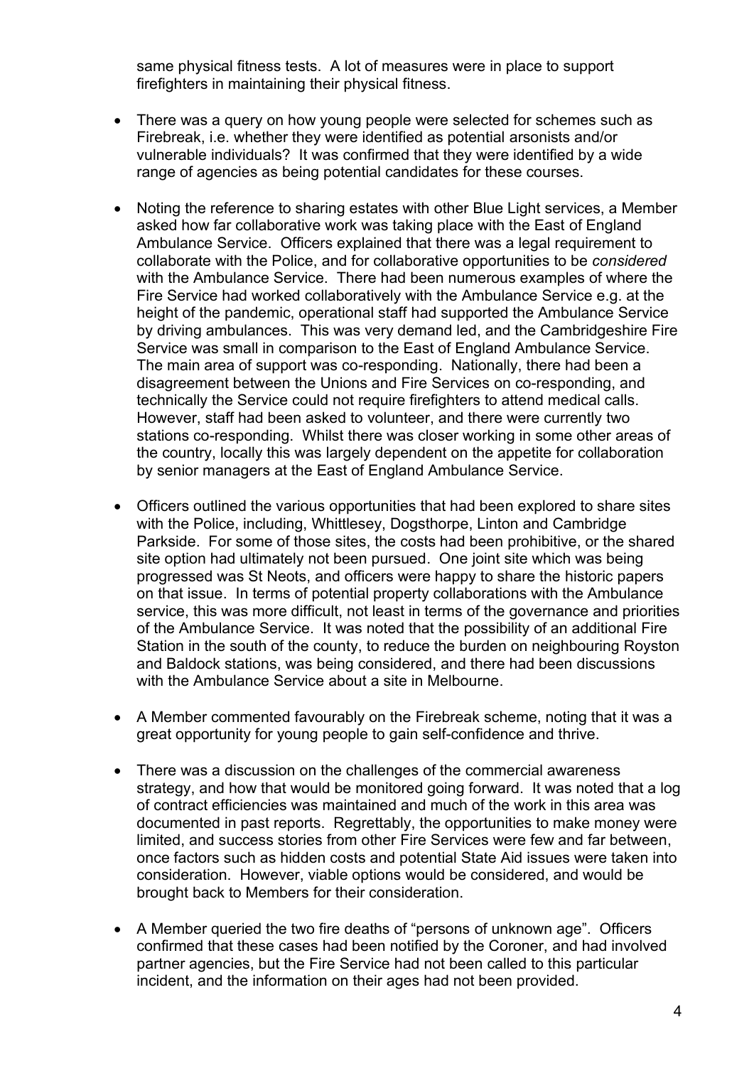same physical fitness tests. A lot of measures were in place to support firefighters in maintaining their physical fitness.

- There was a query on how young people were selected for schemes such as Firebreak, i.e. whether they were identified as potential arsonists and/or vulnerable individuals? It was confirmed that they were identified by a wide range of agencies as being potential candidates for these courses.

- Noting the reference to sharing estates with other Blue Light services, a Member asked how far collaborative work was taking place with the East of England Ambulance Service. Officers explained that there was a legal requirement to collaborate with the Police, and for collaborative opportunities to be *considered* with the Ambulance Service. There had been numerous examples of where the Fire Service had worked collaboratively with the Ambulance Service e.g. at the height of the pandemic, operational staff had supported the Ambulance Service by driving ambulances. This was very demand led, and the Cambridgeshire Fire Service was small in comparison to the East of England Ambulance Service. The main area of support was co-responding. Nationally, there had been a disagreement between the Unions and Fire Services on co-responding, and technically the Service could not require firefighters to attend medical calls. However, staff had been asked to volunteer, and there were currently two stations co-responding. Whilst there was closer working in some other areas of the country, locally this was largely dependent on the appetite for collaboration by senior managers at the East of England Ambulance Service.

- Officers outlined the various opportunities that had been explored to share sites with the Police, including, Whittlesey, Dogsthorpe, Linton and Cambridge Parkside. For some of those sites, the costs had been prohibitive, or the shared site option had ultimately not been pursued. One joint site which was being progressed was St Neots, and officers were happy to share the historic papers on that issue. In terms of potential property collaborations with the Ambulance service, this was more difficult, not least in terms of the governance and priorities of the Ambulance Service. It was noted that the possibility of an additional Fire Station in the south of the county, to reduce the burden on neighbouring Royston and Baldock stations, was being considered, and there had been discussions with the Ambulance Service about a site in Melbourne.

- A Member commented favourably on the Firebreak scheme, noting that it was a great opportunity for young people to gain self-confidence and thrive.

- There was a discussion on the challenges of the commercial awareness strategy, and how that would be monitored going forward. It was noted that a log of contract efficiencies was maintained and much of the work in this area was documented in past reports. Regrettably, the opportunities to make money were limited, and success stories from other Fire Services were few and far between, once factors such as hidden costs and potential State Aid issues were taken into consideration. However, viable options would be considered, and would be brought back to Members for their consideration.

- A Member queried the two fire deaths of "persons of unknown age". Officers confirmed that these cases had been notified by the Coroner, and had involved partner agencies, but the Fire Service had not been called to this particular incident, and the information on their ages had not been provided.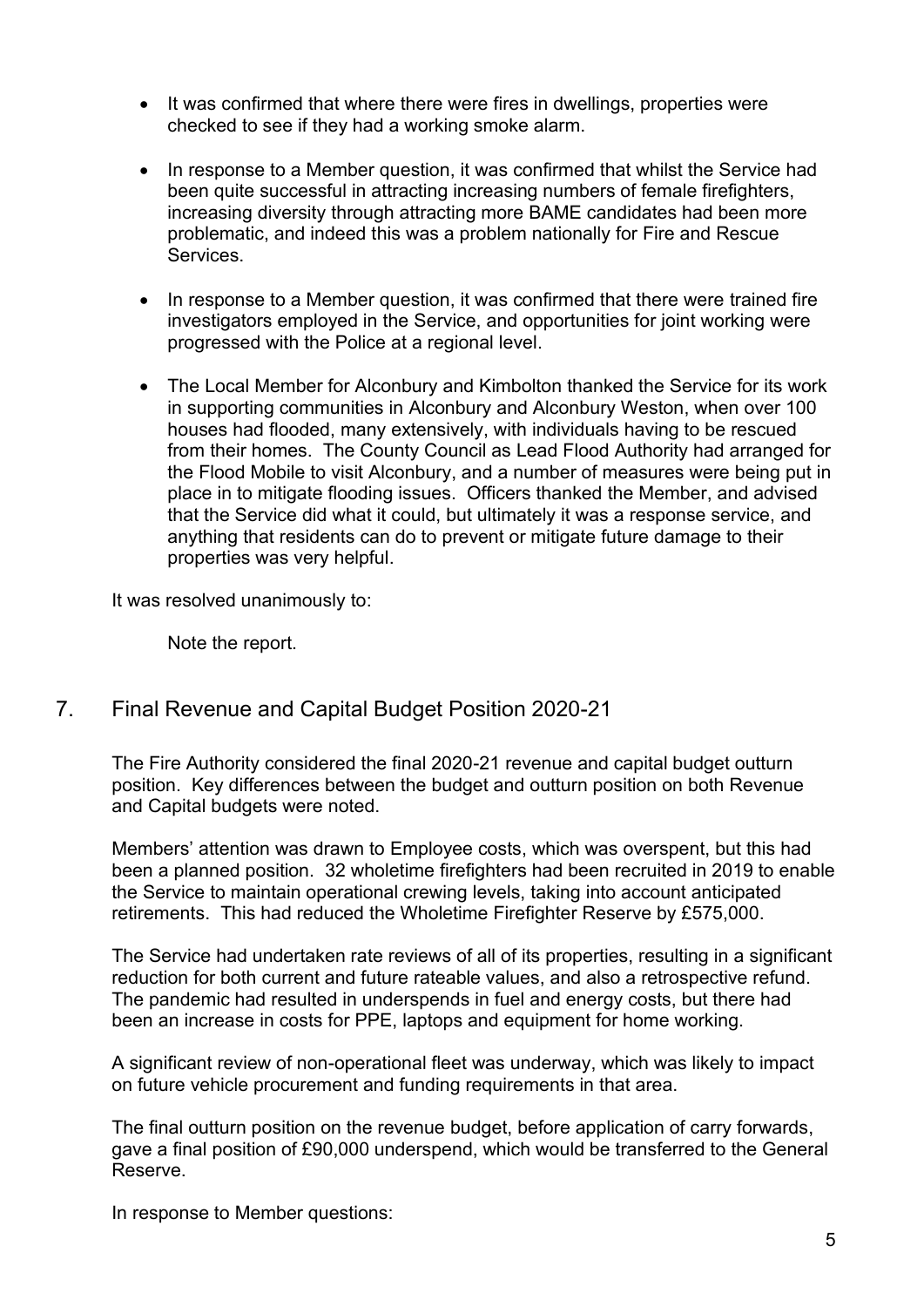- It was confirmed that where there were fires in dwellings, properties were checked to see if they had a working smoke alarm.

- In response to a Member question, it was confirmed that whilst the Service had been quite successful in attracting increasing numbers of female firefighters, increasing diversity through attracting more BAME candidates had been more problematic, and indeed this was a problem nationally for Fire and Rescue Services.

- In response to a Member question, it was confirmed that there were trained fire investigators employed in the Service, and opportunities for joint working were progressed with the Police at a regional level.

- The Local Member for Alconbury and Kimbolton thanked the Service for its work in supporting communities in Alconbury and Alconbury Weston, when over 100 houses had flooded, many extensively, with individuals having to be rescued from their homes. The County Council as Lead Flood Authority had arranged for the Flood Mobile to visit Alconbury, and a number of measures were being put in place in to mitigate flooding issues. Officers thanked the Member, and advised that the Service did what it could, but ultimately it was a response service, and anything that residents can do to prevent or mitigate future damage to their properties was very helpful.

It was resolved unanimously to:

Note the report.

## 7. Final Revenue and Capital Budget Position 2020-21

The Fire Authority considered the final 2020-21 revenue and capital budget outturn position. Key differences between the budget and outturn position on both Revenue and Capital budgets were noted.

Members' attention was drawn to Employee costs, which was overspent, but this had been a planned position. 32 wholetime firefighters had been recruited in 2019 to enable the Service to maintain operational crewing levels, taking into account anticipated retirements. This had reduced the Wholetime Firefighter Reserve by £575,000.

The Service had undertaken rate reviews of all of its properties, resulting in a significant reduction for both current and future rateable values, and also a retrospective refund. The pandemic had resulted in underspends in fuel and energy costs, but there had been an increase in costs for PPE, laptops and equipment for home working.

A significant review of non-operational fleet was underway, which was likely to impact on future vehicle procurement and funding requirements in that area.

The final outturn position on the revenue budget, before application of carry forwards, gave a final position of £90,000 underspend, which would be transferred to the General Reserve.

In response to Member questions: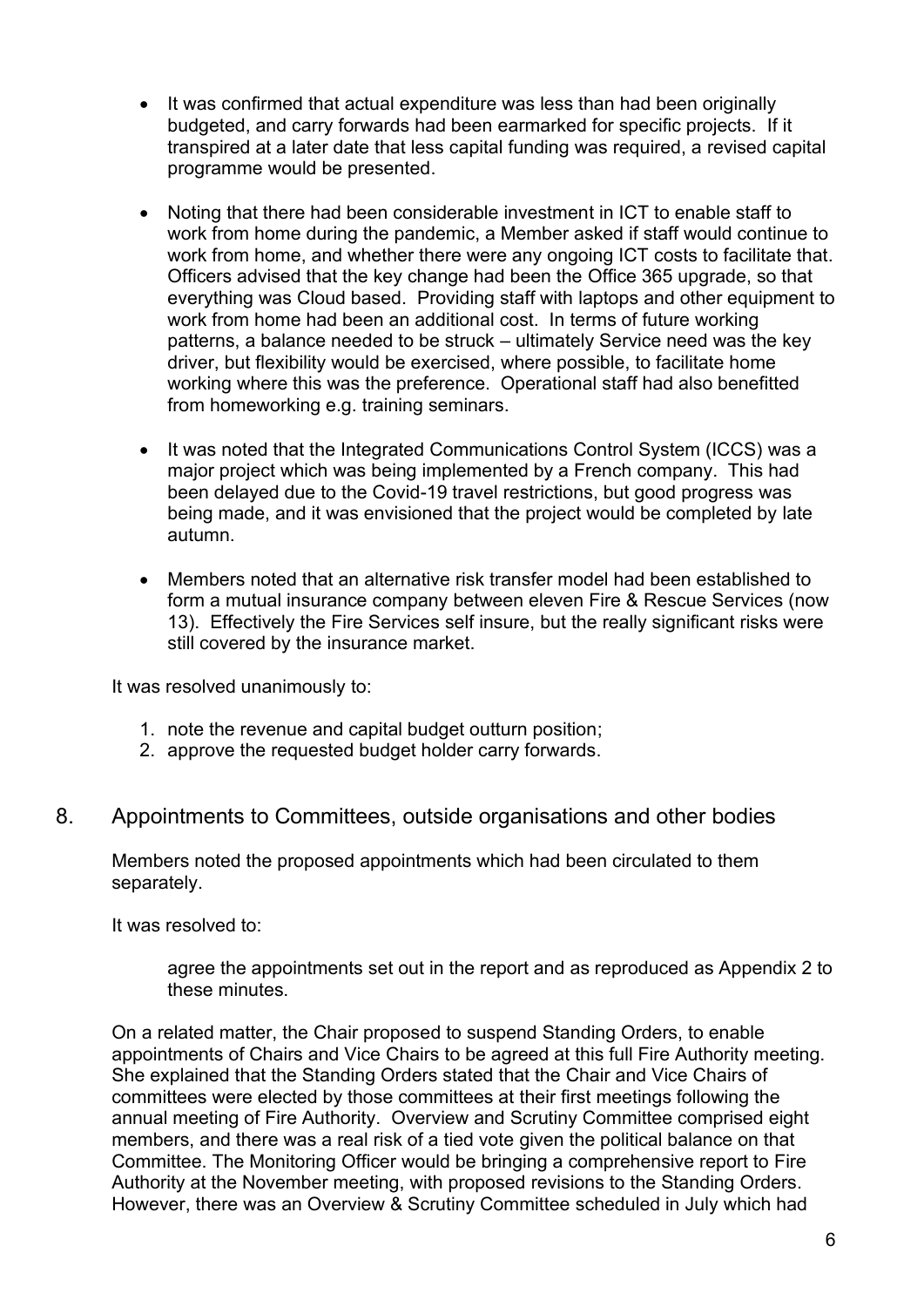- It was confirmed that actual expenditure was less than had been originally budgeted, and carry forwards had been earmarked for specific projects. If it transpired at a later date that less capital funding was required, a revised capital programme would be presented.

- Noting that there had been considerable investment in ICT to enable staff to work from home during the pandemic, a Member asked if staff would continue to work from home, and whether there were any ongoing ICT costs to facilitate that. Officers advised that the key change had been the Office 365 upgrade, so that everything was Cloud based. Providing staff with laptops and other equipment to work from home had been an additional cost. In terms of future working patterns, a balance needed to be struck – ultimately Service need was the key driver, but flexibility would be exercised, where possible, to facilitate home working where this was the preference. Operational staff had also benefitted from homeworking e.g. training seminars.

- It was noted that the Integrated Communications Control System (ICCS) was a major project which was being implemented by a French company. This had been delayed due to the Covid-19 travel restrictions, but good progress was being made, and it was envisioned that the project would be completed by late autumn.

- Members noted that an alternative risk transfer model had been established to form a mutual insurance company between eleven Fire & Rescue Services (now 13). Effectively the Fire Services self insure, but the really significant risks were still covered by the insurance market.

It was resolved unanimously to:

1. note the revenue and capital budget outturn position;
2. approve the requested budget holder carry forwards.

## 8. Appointments to Committees, outside organisations and other bodies

Members noted the proposed appointments which had been circulated to them separately.

It was resolved to:

> agree the appointments set out in the report and as reproduced as Appendix 2 to these minutes.

On a related matter, the Chair proposed to suspend Standing Orders, to enable appointments of Chairs and Vice Chairs to be agreed at this full Fire Authority meeting. She explained that the Standing Orders stated that the Chair and Vice Chairs of committees were elected by those committees at their first meetings following the annual meeting of Fire Authority. Overview and Scrutiny Committee comprised eight members, and there was a real risk of a tied vote given the political balance on that Committee. The Monitoring Officer would be bringing a comprehensive report to Fire Authority at the November meeting, with proposed revisions to the Standing Orders. However, there was an Overview & Scrutiny Committee scheduled in July which had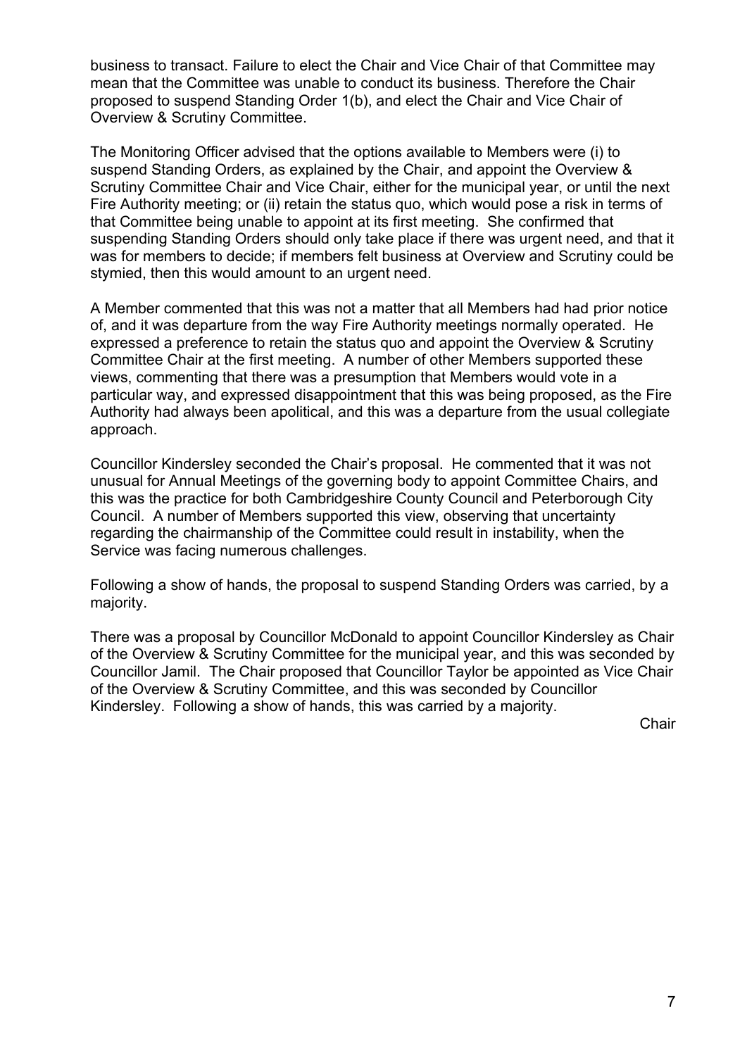business to transact. Failure to elect the Chair and Vice Chair of that Committee may mean that the Committee was unable to conduct its business. Therefore the Chair proposed to suspend Standing Order 1(b), and elect the Chair and Vice Chair of Overview & Scrutiny Committee.

The Monitoring Officer advised that the options available to Members were (i) to suspend Standing Orders, as explained by the Chair, and appoint the Overview & Scrutiny Committee Chair and Vice Chair, either for the municipal year, or until the next Fire Authority meeting; or (ii) retain the status quo, which would pose a risk in terms of that Committee being unable to appoint at its first meeting. She confirmed that suspending Standing Orders should only take place if there was urgent need, and that it was for members to decide; if members felt business at Overview and Scrutiny could be stymied, then this would amount to an urgent need.

A Member commented that this was not a matter that all Members had had prior notice of, and it was departure from the way Fire Authority meetings normally operated. He expressed a preference to retain the status quo and appoint the Overview & Scrutiny Committee Chair at the first meeting. A number of other Members supported these views, commenting that there was a presumption that Members would vote in a particular way, and expressed disappointment that this was being proposed, as the Fire Authority had always been apolitical, and this was a departure from the usual collegiate approach.

Councillor Kindersley seconded the Chair's proposal. He commented that it was not unusual for Annual Meetings of the governing body to appoint Committee Chairs, and this was the practice for both Cambridgeshire County Council and Peterborough City Council. A number of Members supported this view, observing that uncertainty regarding the chairmanship of the Committee could result in instability, when the Service was facing numerous challenges.

Following a show of hands, the proposal to suspend Standing Orders was carried, by a majority.

There was a proposal by Councillor McDonald to appoint Councillor Kindersley as Chair of the Overview & Scrutiny Committee for the municipal year, and this was seconded by Councillor Jamil. The Chair proposed that Councillor Taylor be appointed as Vice Chair of the Overview & Scrutiny Committee, and this was seconded by Councillor Kindersley. Following a show of hands, this was carried by a majority.

Chair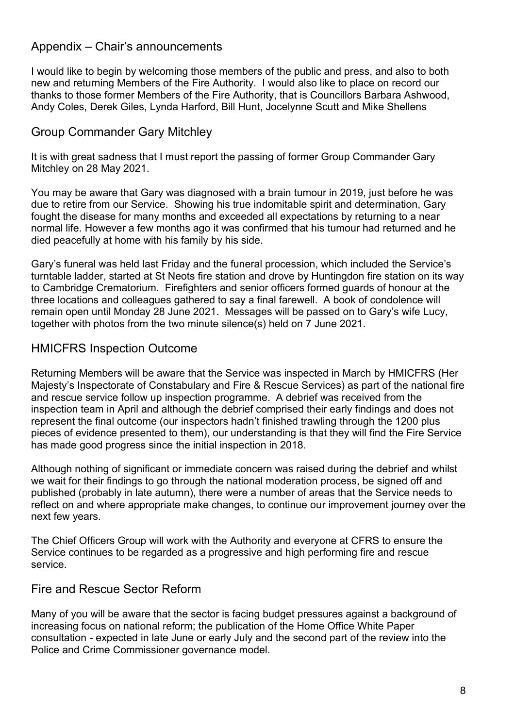## Appendix – Chair's announcements

I would like to begin by welcoming those members of the public and press, and also to both new and returning Members of the Fire Authority. I would also like to place on record our thanks to those former Members of the Fire Authority, that is Councillors Barbara Ashwood, Andy Coles, Derek Giles, Lynda Harford, Bill Hunt, Jocelynne Scutt and Mike Shellens

## Group Commander Gary Mitchley

It is with great sadness that I must report the passing of former Group Commander Gary Mitchley on 28 May 2021.

You may be aware that Gary was diagnosed with a brain tumour in 2019, just before he was due to retire from our Service. Showing his true indomitable spirit and determination, Gary fought the disease for many months and exceeded all expectations by returning to a near normal life. However a few months ago it was confirmed that his tumour had returned and he died peacefully at home with his family by his side.

Gary's funeral was held last Friday and the funeral procession, which included the Service's turntable ladder, started at St Neots fire station and drove by Huntingdon fire station on its way to Cambridge Crematorium. Firefighters and senior officers formed guards of honour at the three locations and colleagues gathered to say a final farewell. A book of condolence will remain open until Monday 28 June 2021. Messages will be passed on to Gary's wife Lucy, together with photos from the two minute silence(s) held on 7 June 2021.

## HMICFRS Inspection Outcome

Returning Members will be aware that the Service was inspected in March by HMICFRS (Her Majesty's Inspectorate of Constabulary and Fire & Rescue Services) as part of the national fire and rescue service follow up inspection programme. A debrief was received from the inspection team in April and although the debrief comprised their early findings and does not represent the final outcome (our inspectors hadn't finished trawling through the 1200 plus pieces of evidence presented to them), our understanding is that they will find the Fire Service has made good progress since the initial inspection in 2018.

Although nothing of significant or immediate concern was raised during the debrief and whilst we wait for their findings to go through the national moderation process, be signed off and published (probably in late autumn), there were a number of areas that the Service needs to reflect on and where appropriate make changes, to continue our improvement journey over the next few years.

The Chief Officers Group will work with the Authority and everyone at CFRS to ensure the Service continues to be regarded as a progressive and high performing fire and rescue service.

## Fire and Rescue Sector Reform

Many of you will be aware that the sector is facing budget pressures against a background of increasing focus on national reform; the publication of the Home Office White Paper consultation - expected in late June or early July and the second part of the review into the Police and Crime Commissioner governance model.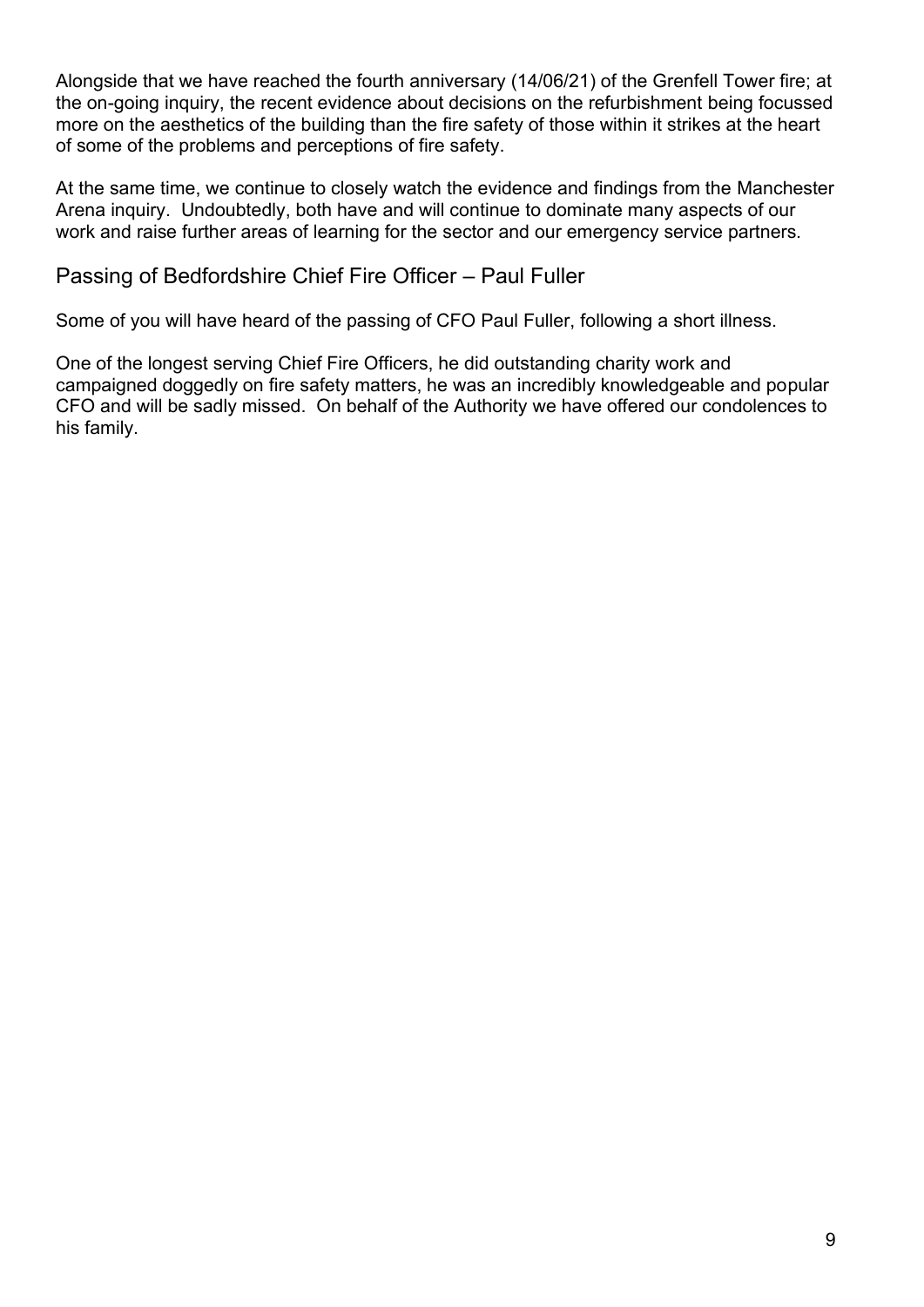Alongside that we have reached the fourth anniversary (14/06/21) of the Grenfell Tower fire; at the on-going inquiry, the recent evidence about decisions on the refurbishment being focussed more on the aesthetics of the building than the fire safety of those within it strikes at the heart of some of the problems and perceptions of fire safety.

At the same time, we continue to closely watch the evidence and findings from the Manchester Arena inquiry. Undoubtedly, both have and will continue to dominate many aspects of our work and raise further areas of learning for the sector and our emergency service partners.

## Passing of Bedfordshire Chief Fire Officer – Paul Fuller

Some of you will have heard of the passing of CFO Paul Fuller, following a short illness.

One of the longest serving Chief Fire Officers, he did outstanding charity work and campaigned doggedly on fire safety matters, he was an incredibly knowledgeable and popular CFO and will be sadly missed. On behalf of the Authority we have offered our condolences to his family.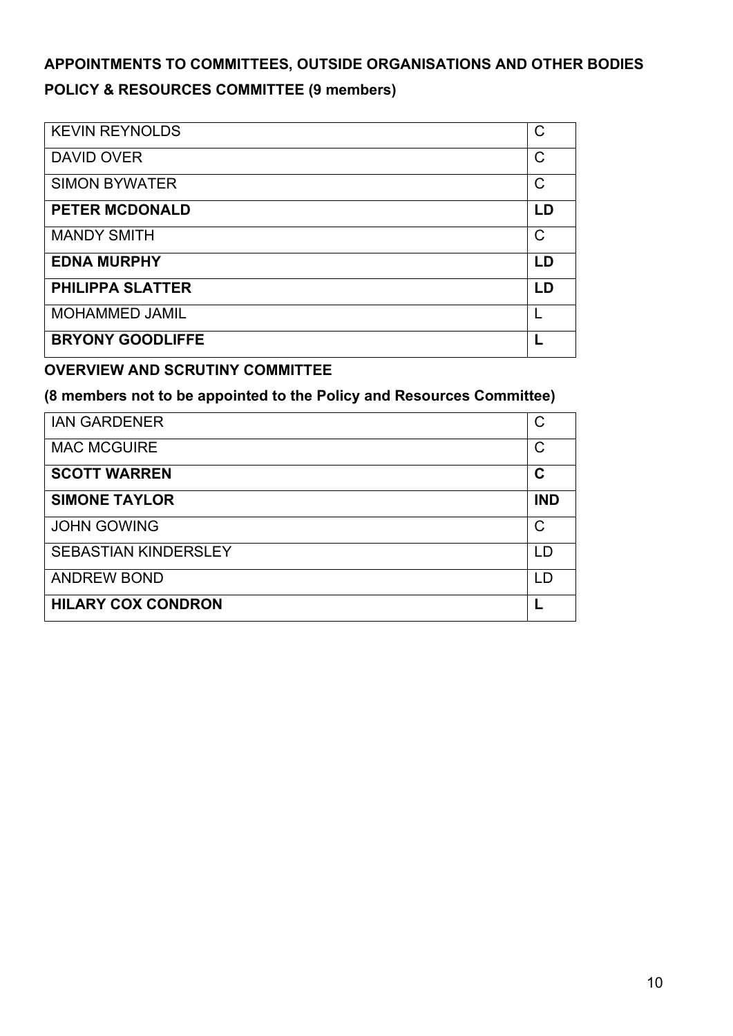**APPOINTMENTS TO COMMITTEES, OUTSIDE ORGANISATIONS AND OTHER BODIES**

**POLICY & RESOURCES COMMITTEE (9 members)**

| | |
|---|---|
| KEVIN REYNOLDS | C |
| DAVID OVER | C |
| SIMON BYWATER | C |
| **PETER MCDONALD** | **LD** |
| MANDY SMITH | C |
| **EDNA MURPHY** | **LD** |
| **PHILIPPA SLATTER** | **LD** |
| MOHAMMED JAMIL | L |
| **BRYONY GOODLIFFE** | **L** |

**OVERVIEW AND SCRUTINY COMMITTEE**

**(8 members not to be appointed to the Policy and Resources Committee)**

| | |
|---|---|
| IAN GARDENER | C |
| MAC MCGUIRE | C |
| **SCOTT WARREN** | **C** |
| **SIMONE TAYLOR** | **IND** |
| JOHN GOWING | C |
| SEBASTIAN KINDERSLEY | LD |
| ANDREW BOND | LD |
| **HILARY COX CONDRON** | **L** |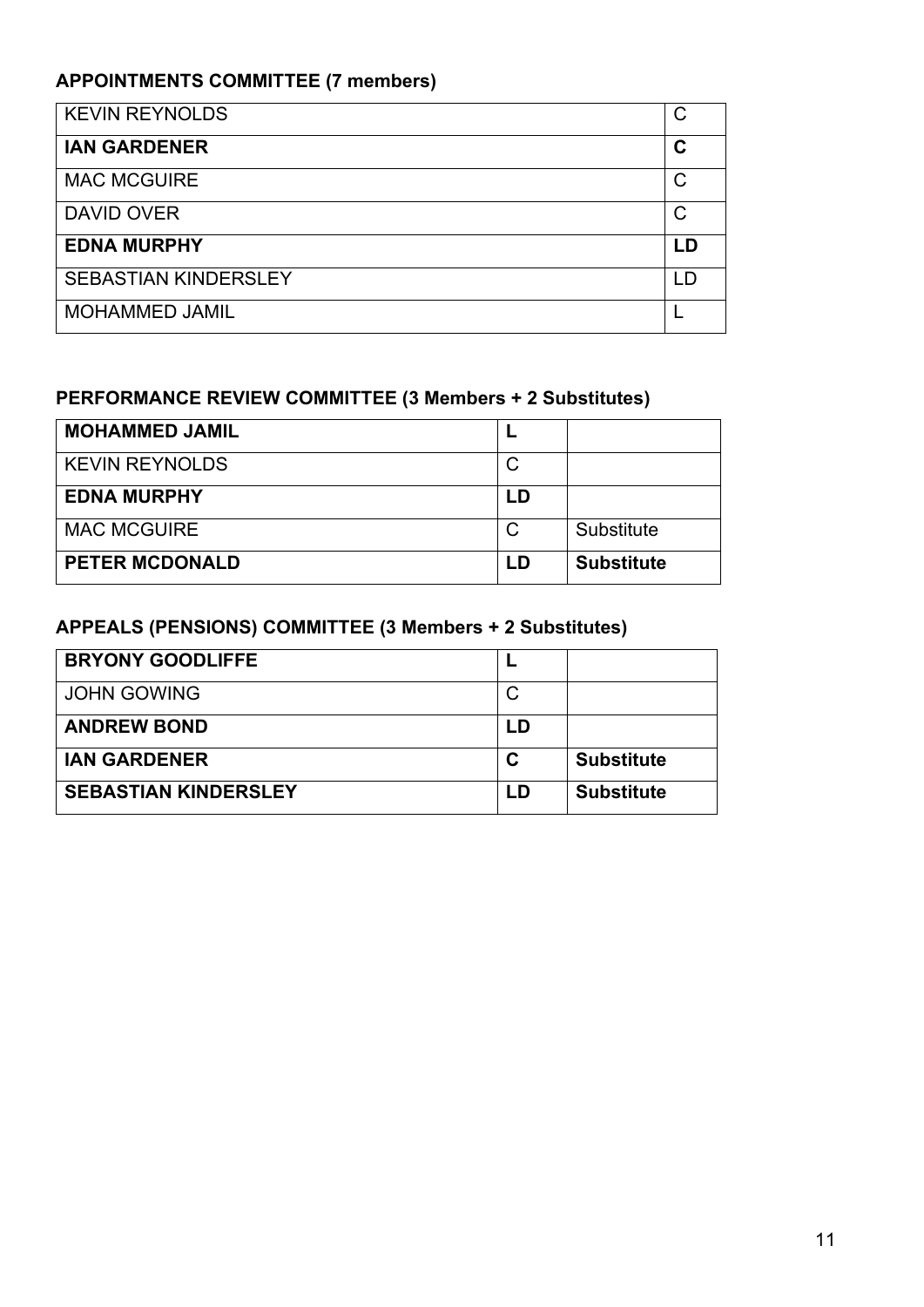**APPOINTMENTS COMMITTEE (7 members)**

| | |
|---|---|
| KEVIN REYNOLDS | C |
| **IAN GARDENER** | **C** |
| MAC MCGUIRE | C |
| DAVID OVER | C |
| **EDNA MURPHY** | **LD** |
| SEBASTIAN KINDERSLEY | LD |
| MOHAMMED JAMIL | L |

**PERFORMANCE REVIEW COMMITTEE (3 Members + 2 Substitutes)**

| | | |
|---|---|---|
| **MOHAMMED JAMIL** | **L** | |
| KEVIN REYNOLDS | C | |
| **EDNA MURPHY** | **LD** | |
| MAC MCGUIRE | C | Substitute |
| **PETER MCDONALD** | **LD** | **Substitute** |

**APPEALS (PENSIONS) COMMITTEE (3 Members + 2 Substitutes)**

| | | |
|---|---|---|
| **BRYONY GOODLIFFE** | **L** | |
| JOHN GOWING | C | |
| **ANDREW BOND** | **LD** | |
| **IAN GARDENER** | **C** | **Substitute** |
| **SEBASTIAN KINDERSLEY** | **LD** | **Substitute** |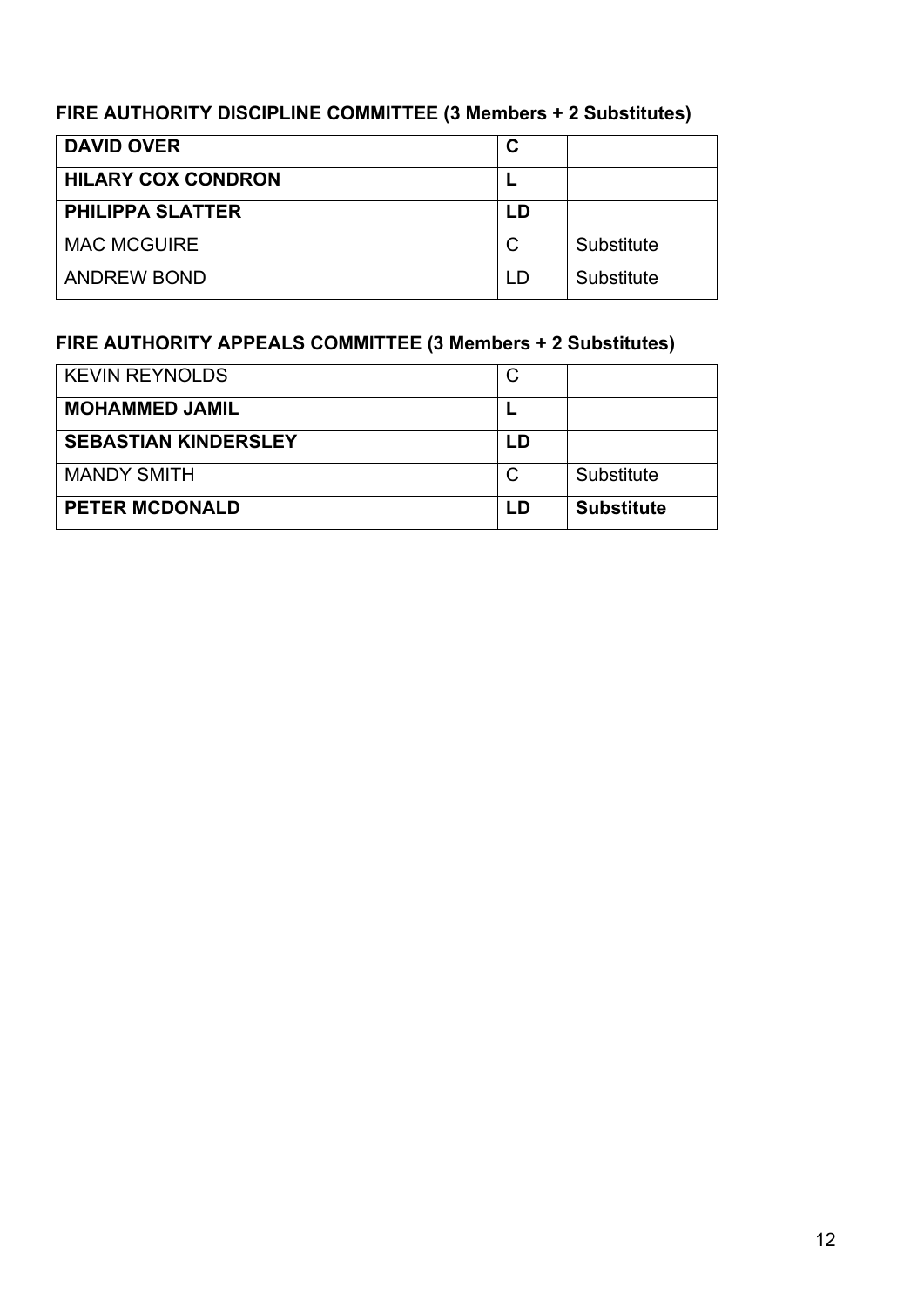**FIRE AUTHORITY DISCIPLINE COMMITTEE (3 Members + 2 Substitutes)**

| | | |
|---|---|---|
| **DAVID OVER** | **C** | |
| **HILARY COX CONDRON** | **L** | |
| **PHILIPPA SLATTER** | **LD** | |
| MAC MCGUIRE | C | Substitute |
| ANDREW BOND | LD | Substitute |

**FIRE AUTHORITY APPEALS COMMITTEE (3 Members + 2 Substitutes)**

| | | |
|---|---|---|
| KEVIN REYNOLDS | C | |
| **MOHAMMED JAMIL** | **L** | |
| **SEBASTIAN KINDERSLEY** | **LD** | |
| MANDY SMITH | C | Substitute |
| **PETER MCDONALD** | **LD** | **Substitute** |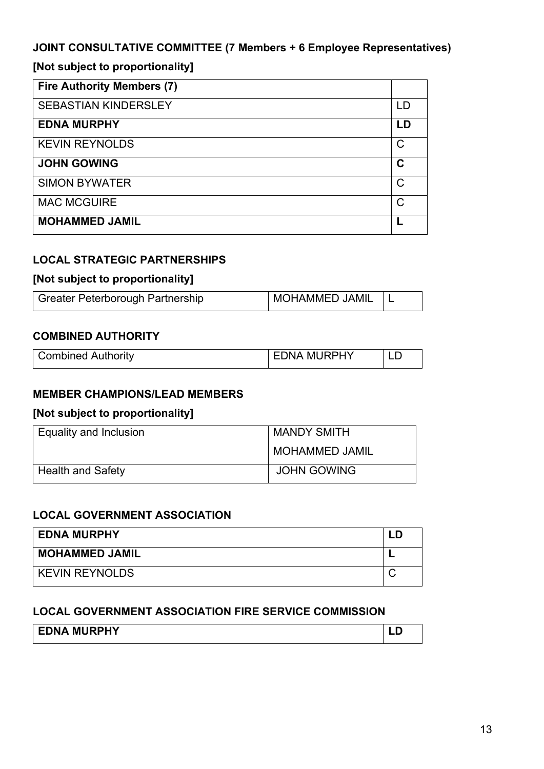**JOINT CONSULTATIVE COMMITTEE (7 Members + 6 Employee Representatives)**

**[Not subject to proportionality]**

| **Fire Authority Members (7)** | |
|---|---|
| SEBASTIAN KINDERSLEY | LD |
| **EDNA MURPHY** | **LD** |
| KEVIN REYNOLDS | C |
| **JOHN GOWING** | **C** |
| SIMON BYWATER | C |
| MAC MCGUIRE | C |
| **MOHAMMED JAMIL** | **L** |

**LOCAL STRATEGIC PARTNERSHIPS**

**[Not subject to proportionality]**

| | | |
|---|---|---|
| Greater Peterborough Partnership | MOHAMMED JAMIL | L |

**COMBINED AUTHORITY**

| | | |
|---|---|---|
| Combined Authority | EDNA MURPHY | LD |

**MEMBER CHAMPIONS/LEAD MEMBERS**

**[Not subject to proportionality]**

| | |
|---|---|
| Equality and Inclusion | MANDY SMITH<br>MOHAMMED JAMIL |
| Health and Safety | JOHN GOWING |

**LOCAL GOVERNMENT ASSOCIATION**

| | |
|---|---|
| **EDNA MURPHY** | **LD** |
| **MOHAMMED JAMIL** | **L** |
| KEVIN REYNOLDS | C |

**LOCAL GOVERNMENT ASSOCIATION FIRE SERVICE COMMISSION**

| | |
|---|---|
| **EDNA MURPHY** | **LD** |